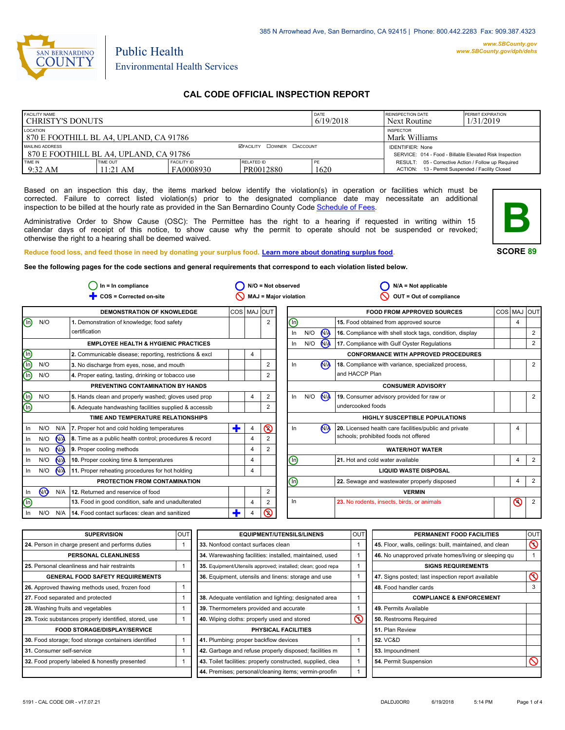385 N Arrowhead Ave, San Bernardino, CA 92415 | Phone: 800.442.2283 Fax: 909.387.4323

www.SBCounty.gov
www.SBCounty.gov/dph/dehs

SAN BERNARDINO COUNTY

Public Health
Environmental Health Services

# CAL CODE OFFICIAL INSPECTION REPORT

| FACILITY NAME | DATE | REINSPECTION DATE | PERMIT EXPIRATION |
|---|---|---|---|
| CHRISTY'S DONUTS | 6/19/2018 | Next Routine | 1/31/2019 |

| LOCATION | INSPECTOR |
|---|---|
| 870 E FOOTHILL BL A4, UPLAND, CA 91786 | Mark Williams |

| MAILING ADDRESS | ☑FACILITY ☐OWNER ☐ACCOUNT | IDENTIFIER: None |
|---|---|---|
| 870 E FOOTHILL BL A4, UPLAND, CA 91786 | | SERVICE: 014 - Food - Billable Elevated Risk Inspection |

| TIME IN | TIME OUT | FACILITY ID | RELATED ID | PE | |
|---|---|---|---|---|---|
| 9:32 AM | 11:21 AM | FA0008930 | PR0012880 | 1620 | RESULT: 05 - Corrective Action / Follow up Required; ACTION: 13 - Permit Suspended / Facility Closed |

Based on an inspection this day, the items marked below identify the violation(s) in operation or facilities which must be corrected. Failure to correct listed violation(s) prior to the designated compliance date may necessitate an additional inspection to be billed at the hourly rate as provided in the San Bernardino County Code Schedule of Fees.

Administrative Order to Show Cause (OSC): The Permittee has the right to a hearing if requested in writing within 15 calendar days of receipt of this notice, to show cause why the permit to operate should not be suspended or revoked; otherwise the right to a hearing shall be deemed waived.

**B**

**SCORE 89**

Reduce food loss, and feed those in need by donating your surplus food. Learn more about donating surplus food.

**See the following pages for the code sections and general requirements that correspond to each violation listed below.**

In = In compliance; N/O = Not observed; N/A = Not applicable; COS = Corrected on-site; MAJ = Major violation; OUT = Out of compliance

| Status | | | Item | COS | MAJ | OUT |
|---|---|---|---|---|---|---|
| | | | **DEMONSTRATION OF KNOWLEDGE** | | | |
| (In) | N/O | | 1. Demonstration of knowledge; food safety certification | | | 2 |
| | | | **EMPLOYEE HEALTH & HYGIENIC PRACTICES** | | | |
| (In) | | | 2. Communicable disease; reporting, restrictions & excl | | 4 | |
| (In) | N/O | | 3. No discharge from eyes, nose, and mouth | | | 2 |
| (In) | N/O | | 4. Proper eating, tasting, drinking or tobacco use | | | 2 |
| | | | **PREVENTING CONTAMINATION BY HANDS** | | | |
| (In) | N/O | | 5. Hands clean and properly washed; gloves used prop | | 4 | 2 |
| (In) | | | 6. Adequate handwashing facilities supplied & accessib | | | 2 |
| | | | **TIME AND TEMPERATURE RELATIONSHIPS** | | | |
| In | N/O | N/A | 7. Proper hot and cold holding temperatures | ✚ | 4 | (2) OUT |
| In | N/O | (N/A) | 8. Time as a public health control; procedures & record | | 4 | 2 |
| In | N/O | (N/A) | 9. Proper cooling methods | | 4 | 2 |
| In | N/O | (N/A) | 10. Proper cooking time & temperatures | | 4 | |
| In | N/O | (N/A) | 11. Proper reheating procedures for hot holding | | 4 | |
| | | | **PROTECTION FROM CONTAMINATION** | | | |
| In | (N/O) | N/A | 12. Returned and reservice of food | | | 2 |
| (In) | | | 13. Food in good condition, safe and unadulterated | | 4 | 2 |
| In | N/O | N/A | 14. Food contact surfaces: clean and sanitized | ✚ | 4 | (2) OUT |
| | | | **FOOD FROM APPROVED SOURCES** | | | |
| (In) | | | 15. Food obtained from approved source | | 4 | |
| In | N/O | (N/A) | 16. Compliance with shell stock tags, condition, display | | | 2 |
| In | N/O | (N/A) | 17. Compliance with Gulf Oyster Regulations | | | 2 |
| | | | **CONFORMANCE WITH APPROVED PROCEDURES** | | | |
| In | | (N/A) | 18. Compliance with variance, specialized process, and HACCP Plan | | | 2 |
| | | | **CONSUMER ADVISORY** | | | |
| In | N/O | (N/A) | 19. Consumer advisory provided for raw or undercooked foods | | | 2 |
| | | | **HIGHLY SUSCEPTIBLE POPULATIONS** | | | |
| In | | (N/A) | 20. Licensed health care facilities/public and private schools; prohibited foods not offered | | 4 | |
| | | | **WATER/HOT WATER** | | | |
| (In) | | | 21. Hot and cold water available | | 4 | 2 |
| | | | **LIQUID WASTE DISPOSAL** | | | |
| (In) | | | 22. Sewage and wastewater properly disposed | | 4 | 2 |
| | | | **VERMIN** | | | |
| In | | | 23. No rodents, insects, birds, or animals | | (4) MAJ | 2 |

| Item | OUT |
|---|---|
| **SUPERVISION** | |
| 24. Person in charge present and performs duties | 1 |
| **PERSONAL CLEANLINESS** | |
| 25. Personal cleanliness and hair restraints | 1 |
| **GENERAL FOOD SAFETY REQUIREMENTS** | |
| 26. Approved thawing methods used, frozen food | 1 |
| 27. Food separated and protected | 1 |
| 28. Washing fruits and vegetables | 1 |
| 29. Toxic substances properly identified, stored, use | 1 |
| **FOOD STORAGE/DISPLAY/SERVICE** | |
| 30. Food storage; food storage containers identified | 1 |
| 31. Consumer self-service | 1 |
| 32. Food properly labeled & honestly presented | 1 |

| Item | OUT |
|---|---|
| **EQUIPMENT/UTENSILS/LINENS** | |
| 33. Nonfood contact surfaces clean | 1 |
| 34. Warewashing facilities: installed, maintained, used | 1 |
| 35. Equipment/Utensils approved; installed; clean; good repa | 1 |
| 36. Equipment, utensils and linens: storage and use | 1 |
| 38. Adequate ventilation and lighting; designated area | 1 |
| 39. Thermometers provided and accurate | 1 |
| 40. Wiping cloths: properly used and stored | (1) OUT |
| **PHYSICAL FACILITIES** | |
| 41. Plumbing: proper backflow devices | 1 |
| 42. Garbage and refuse properly disposed; facilities m | 1 |
| 43. Toilet facilities: properly constructed, supplied, clea | 1 |
| 44. Premises; personal/cleaning items; vermin-proofin | 1 |

| Item | OUT |
|---|---|
| **PERMANENT FOOD FACILITIES** | |
| 45. Floor, walls, ceilings: built, maintained, and clean | (1) OUT |
| 46. No unapproved private homes/living or sleeping qu | 1 |
| **SIGNS REQUIREMENTS** | |
| 47. Signs posted; last inspection report available | (1) OUT |
| 48. Food handler cards | 3 |
| **COMPLIANCE & ENFORCEMENT** | |
| 49. Permits Available | |
| 50. Restrooms Required | |
| 51. Plan Review | |
| 52. VC&D | |
| 53. Impoundment | |
| 54. Permit Suspension | OUT |

5191 - CAL CODE OIR - v17.07.21 DALDJ0OR0 6/19/2018 5:14 PM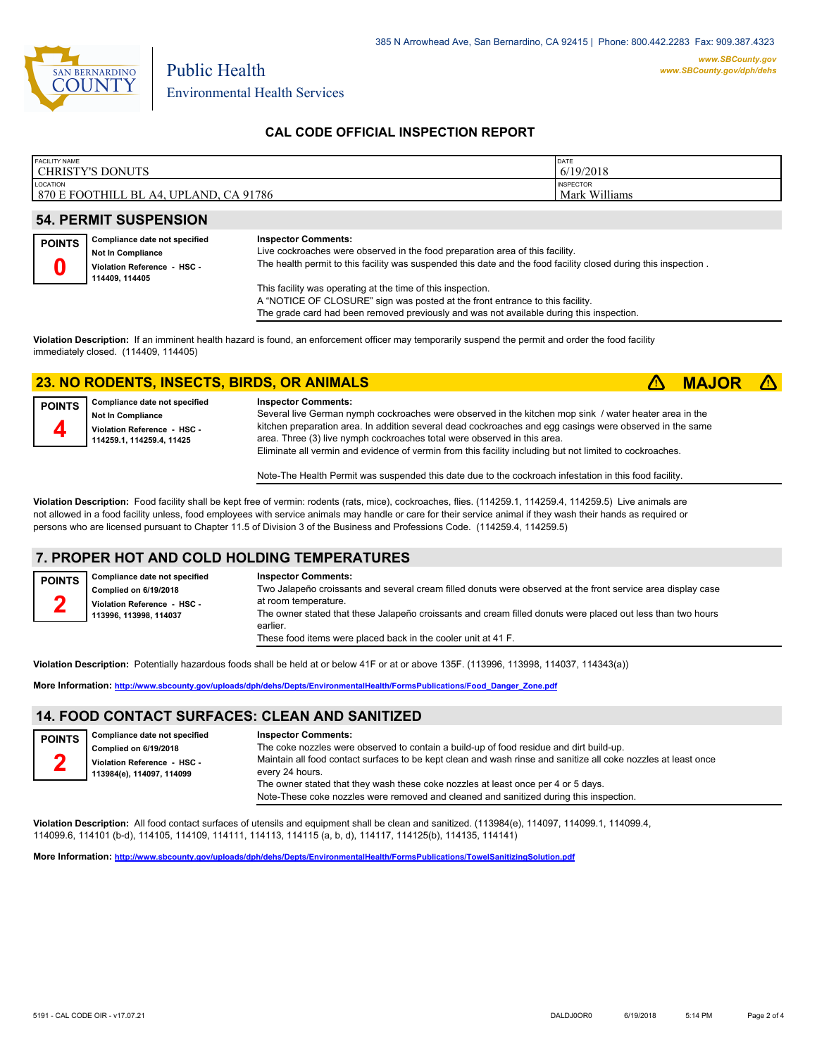385 N Arrowhead Ave, San Bernardino, CA 92415 | Phone: 800.442.2283 Fax: 909.387.4323

www.SBCounty.gov
www.SBCounty.gov/dph/dehs

Public Health
Environmental Health Services

## CAL CODE OFFICIAL INSPECTION REPORT

| FACILITY NAME | DATE |
|---|---|
| CHRISTY'S DONUTS | 6/19/2018 |
| **LOCATION** | **INSPECTOR** |
| 870 E FOOTHILL BL A4, UPLAND, CA 91786 | Mark Williams |

## 54. PERMIT SUSPENSION

**POINTS 0**

**Compliance date not specified**
**Not In Compliance**
**Violation Reference - HSC - 114409, 114405**

**Inspector Comments:**
Live cockroaches were observed in the food preparation area of this facility.
The health permit to this facility was suspended this date and the food facility closed during this inspection .

This facility was operating at the time of this inspection.
A "NOTICE OF CLOSURE" sign was posted at the front entrance to this facility.
The grade card had been removed previously and was not available during this inspection.

**Violation Description:** If an imminent health hazard is found, an enforcement officer may temporarily suspend the permit and order the food facility immediately closed. (114409, 114405)

## 23. NO RODENTS, INSECTS, BIRDS, OR ANIMALS ⚠ MAJOR ⚠

**POINTS 4**

**Compliance date not specified**
**Not In Compliance**
**Violation Reference - HSC - 114259.1, 114259.4, 11425**

**Inspector Comments:**
Several live German nymph cockroaches were observed in the kitchen mop sink / water heater area in the kitchen preparation area. In addition several dead cockroaches and egg casings were observed in the same area. Three (3) live nymph cockroaches total were observed in this area.
Eliminate all vermin and evidence of vermin from this facility including but not limited to cockroaches.

Note-The Health Permit was suspended this date due to the cockroach infestation in this food facility.

**Violation Description:** Food facility shall be kept free of vermin: rodents (rats, mice), cockroaches, flies. (114259.1, 114259.4, 114259.5) Live animals are not allowed in a food facility unless, food employees with service animals may handle or care for their service animal if they wash their hands as required or persons who are licensed pursuant to Chapter 11.5 of Division 3 of the Business and Professions Code. (114259.4, 114259.5)

## 7. PROPER HOT AND COLD HOLDING TEMPERATURES

**POINTS 2**

**Compliance date not specified**
**Complied on 6/19/2018**
**Violation Reference - HSC - 113996, 113998, 114037**

**Inspector Comments:**
Two Jalapeño croissants and several cream filled donuts were observed at the front service area display case at room temperature.
The owner stated that these Jalapeño croissants and cream filled donuts were placed out less than two hours earlier.
These food items were placed back in the cooler unit at 41 F.

**Violation Description:** Potentially hazardous foods shall be held at or below 41F or at or above 135F. (113996, 113998, 114037, 114343(a))

**More Information:** http://www.sbcounty.gov/uploads/dph/dehs/Depts/EnvironmentalHealth/FormsPublications/Food_Danger_Zone.pdf

## 14. FOOD CONTACT SURFACES: CLEAN AND SANITIZED

**POINTS 2**

**Compliance date not specified**
**Complied on 6/19/2018**
**Violation Reference - HSC - 113984(e), 114097, 114099**

**Inspector Comments:**
The coke nozzles were observed to contain a build-up of food residue and dirt build-up.
Maintain all food contact surfaces to be kept clean and wash rinse and sanitize all coke nozzles at least once every 24 hours.
The owner stated that they wash these coke nozzles at least once per 4 or 5 days.
Note-These coke nozzles were removed and cleaned and sanitized during this inspection.

**Violation Description:** All food contact surfaces of utensils and equipment shall be clean and sanitized. (113984(e), 114097, 114099.1, 114099.4, 114099.6, 114101 (b-d), 114105, 114109, 114111, 114113, 114115 (a, b, d), 114117, 114125(b), 114135, 114141)

**More Information:** http://www.sbcounty.gov/uploads/dph/dehs/Depts/EnvironmentalHealth/FormsPublications/TowelSanitizingSolution.pdf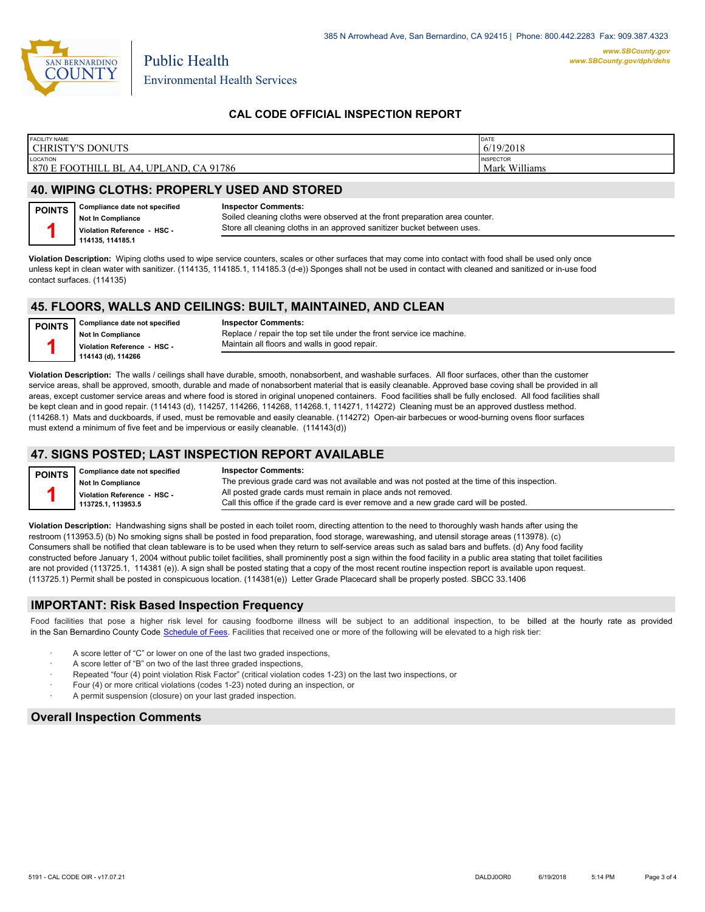385 N Arrowhead Ave, San Bernardino, CA 92415 | Phone: 800.442.2283 Fax: 909.387.4323

www.SBCounty.gov
www.SBCounty.gov/dph/dehs

Public Health
Environmental Health Services

## CAL CODE OFFICIAL INSPECTION REPORT

| FACILITY NAME | DATE |
|---|---|
| CHRISTY'S DONUTS | 6/19/2018 |
| **LOCATION** | **INSPECTOR** |
| 870 E FOOTHILL BL A4, UPLAND, CA 91786 | Mark Williams |

## 40. WIPING CLOTHS: PROPERLY USED AND STORED

**POINTS 1**

**Compliance date not specified**
**Not In Compliance**
**Violation Reference - HSC - 114135, 114185.1**

**Inspector Comments:**
Soiled cleaning cloths were observed at the front preparation area counter.
Store all cleaning cloths in an approved sanitizer bucket between uses.

**Violation Description:** Wiping cloths used to wipe service counters, scales or other surfaces that may come into contact with food shall be used only once unless kept in clean water with sanitizer. (114135, 114185.1, 114185.3 (d-e)) Sponges shall not be used in contact with cleaned and sanitized or in-use food contact surfaces. (114135)

## 45. FLOORS, WALLS AND CEILINGS: BUILT, MAINTAINED, AND CLEAN

**POINTS 1**

**Compliance date not specified**
**Not In Compliance**
**Violation Reference - HSC - 114143 (d), 114266**

**Inspector Comments:**
Replace / repair the top set tile under the front service ice machine.
Maintain all floors and walls in good repair.

**Violation Description:** The walls / ceilings shall have durable, smooth, nonabsorbent, and washable surfaces. All floor surfaces, other than the customer service areas, shall be approved, smooth, durable and made of nonabsorbent material that is easily cleanable. Approved base coving shall be provided in all areas, except customer service areas and where food is stored in original unopened containers. Food facilities shall be fully enclosed. All food facilities shall be kept clean and in good repair. (114143 (d), 114257, 114266, 114268, 114268.1, 114271, 114272) Cleaning must be an approved dustless method. (114268.1) Mats and duckboards, if used, must be removable and easily cleanable. (114272) Open-air barbecues or wood-burning ovens floor surfaces must extend a minimum of five feet and be impervious or easily cleanable. (114143(d))

## 47. SIGNS POSTED; LAST INSPECTION REPORT AVAILABLE

**POINTS 1**

**Compliance date not specified**
**Not In Compliance**
**Violation Reference - HSC - 113725.1, 113953.5**

**Inspector Comments:**
The previous grade card was not available and was not posted at the time of this inspection.
All posted grade cards must remain in place ands not removed.
Call this office if the grade card is ever remove and a new grade card will be posted.

**Violation Description:** Handwashing signs shall be posted in each toilet room, directing attention to the need to thoroughly wash hands after using the restroom (113953.5) (b) No smoking signs shall be posted in food preparation, food storage, warewashing, and utensil storage areas (113978). (c) Consumers shall be notified that clean tableware is to be used when they return to self-service areas such as salad bars and buffets. (d) Any food facility constructed before January 1, 2004 without public toilet facilities, shall prominently post a sign within the food facility in a public area stating that toilet facilities are not provided (113725.1, 114381 (e)). A sign shall be posted stating that a copy of the most recent routine inspection report is available upon request. (113725.1) Permit shall be posted in conspicuous location. (114381(e)) Letter Grade Placecard shall be properly posted. SBCC 33.1406

## IMPORTANT: Risk Based Inspection Frequency

Food facilities that pose a higher risk level for causing foodborne illness will be subject to an additional inspection, to be billed at the hourly rate as provided in the San Bernardino County Code Schedule of Fees. Facilities that received one or more of the following will be elevated to a high risk tier:

- A score letter of "C" or lower on one of the last two graded inspections,
- A score letter of "B" on two of the last three graded inspections,
- Repeated "four (4) point violation Risk Factor" (critical violation codes 1-23) on the last two inspections, or
- Four (4) or more critical violations (codes 1-23) noted during an inspection, or
- A permit suspension (closure) on your last graded inspection.

## Overall Inspection Comments

5191 - CAL CODE OIR - v17.07.21 DALDJ0OR0 6/19/2018 5:14 PM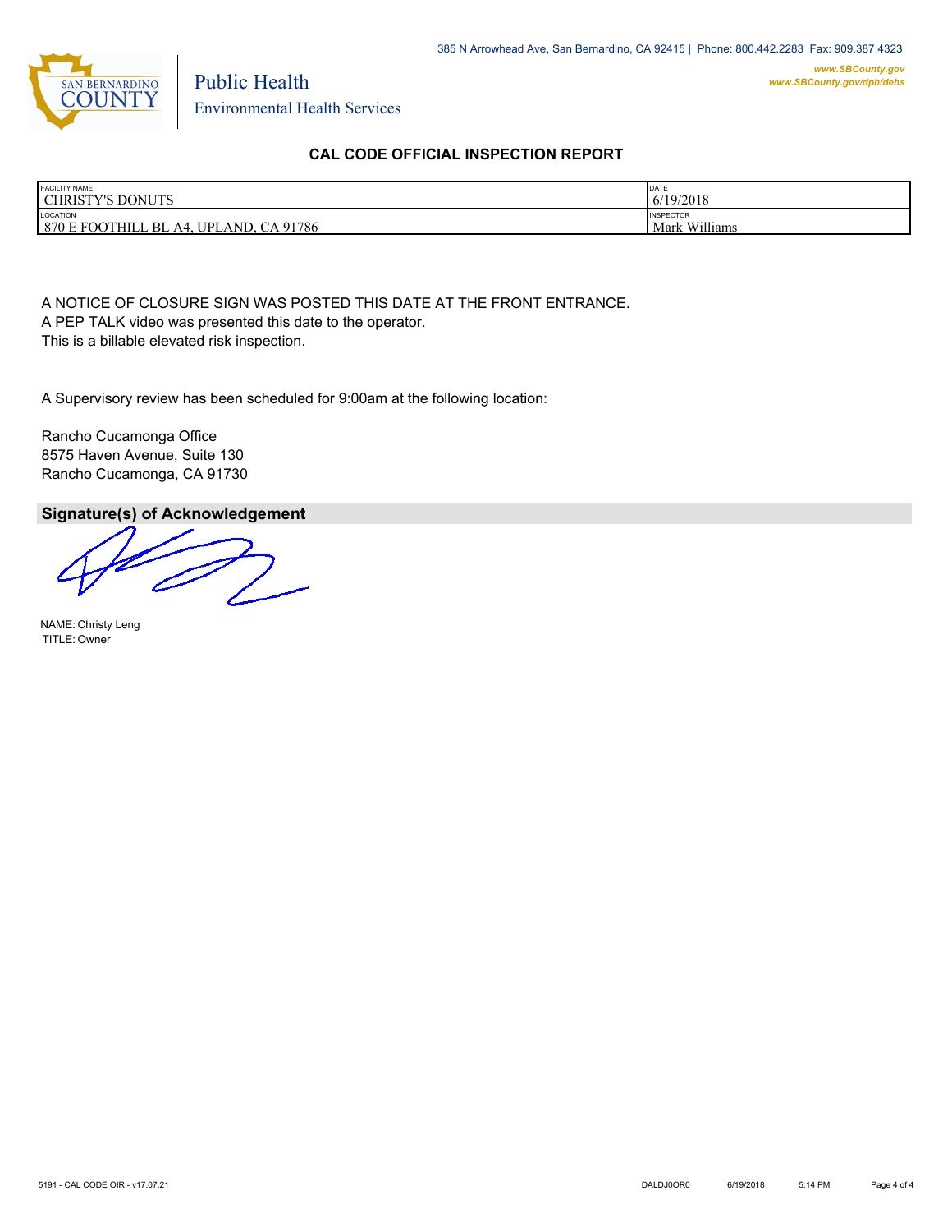385 N Arrowhead Ave, San Bernardino, CA 92415 | Phone: 800.442.2283 Fax: 909.387.4323

www.SBCounty.gov
www.SBCounty.gov/dph/dehs

SAN BERNARDINO COUNTY

Public Health
Environmental Health Services

## CAL CODE OFFICIAL INSPECTION REPORT

| FACILITY NAME | DATE |
|---|---|
| CHRISTY'S DONUTS | 6/19/2018 |
| **LOCATION** | **INSPECTOR** |
| 870 E FOOTHILL BL A4, UPLAND, CA 91786 | Mark Williams |

A NOTICE OF CLOSURE SIGN WAS POSTED THIS DATE AT THE FRONT ENTRANCE.
A PEP TALK video was presented this date to the operator.
This is a billable elevated risk inspection.

A Supervisory review has been scheduled for 9:00am at the following location:

Rancho Cucamonga Office
8575 Haven Avenue, Suite 130
Rancho Cucamonga, CA 91730

### Signature(s) of Acknowledgement

NAME: Christy Leng
TITLE: Owner

5191 - CAL CODE OIR - v17.07.21 DALDJ0OR0 6/19/2018 5:14 PM